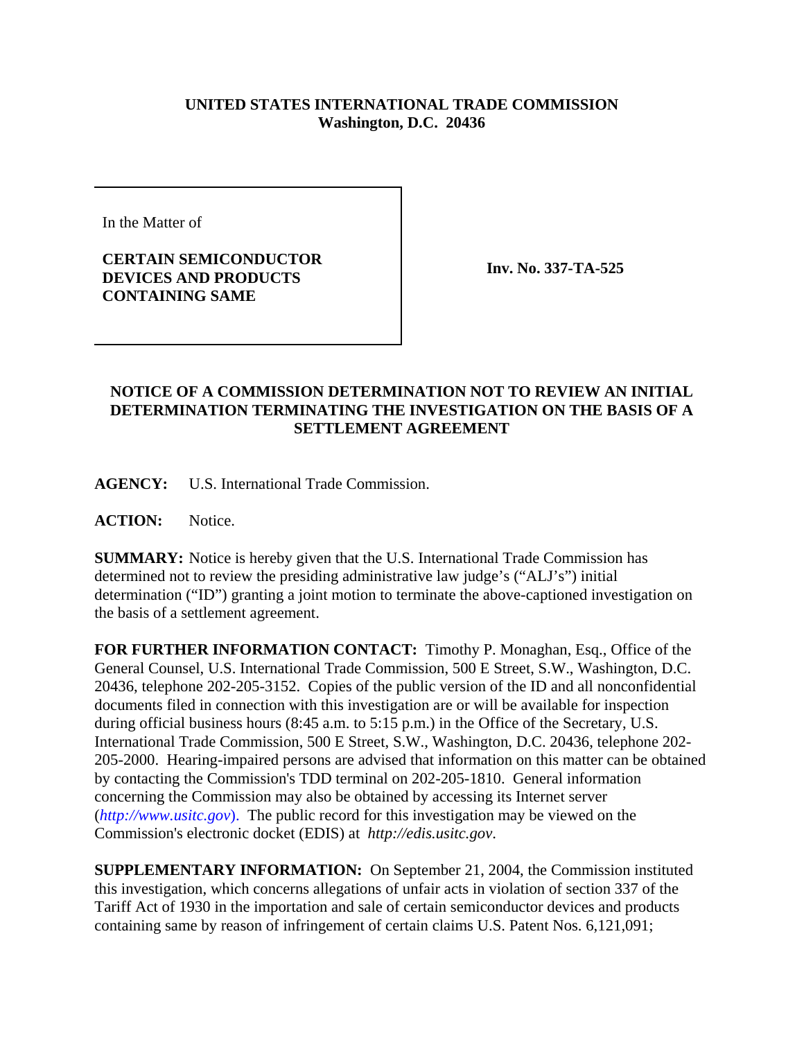**UNITED STATES INTERNATIONAL TRADE COMMISSION**
**Washington, D.C. 20436**

| In the Matter of<br><br>**CERTAIN SEMICONDUCTOR DEVICES AND PRODUCTS CONTAINING SAME** | **Inv. No. 337-TA-525** |
|---|---|

## NOTICE OF A COMMISSION DETERMINATION NOT TO REVIEW AN INITIAL DETERMINATION TERMINATING THE INVESTIGATION ON THE BASIS OF A SETTLEMENT AGREEMENT

**AGENCY:** U.S. International Trade Commission.

**ACTION:** Notice.

**SUMMARY:** Notice is hereby given that the U.S. International Trade Commission has determined not to review the presiding administrative law judge's ("ALJ's") initial determination ("ID") granting a joint motion to terminate the above-captioned investigation on the basis of a settlement agreement.

**FOR FURTHER INFORMATION CONTACT:** Timothy P. Monaghan, Esq., Office of the General Counsel, U.S. International Trade Commission, 500 E Street, S.W., Washington, D.C. 20436, telephone 202-205-3152. Copies of the public version of the ID and all nonconfidential documents filed in connection with this investigation are or will be available for inspection during official business hours (8:45 a.m. to 5:15 p.m.) in the Office of the Secretary, U.S. International Trade Commission, 500 E Street, S.W., Washington, D.C. 20436, telephone 202-205-2000. Hearing-impaired persons are advised that information on this matter can be obtained by contacting the Commission's TDD terminal on 202-205-1810. General information concerning the Commission may also be obtained by accessing its Internet server (*http://www.usitc.gov*). The public record for this investigation may be viewed on the Commission's electronic docket (EDIS) at *http://edis.usitc.gov*.

**SUPPLEMENTARY INFORMATION:** On September 21, 2004, the Commission instituted this investigation, which concerns allegations of unfair acts in violation of section 337 of the Tariff Act of 1930 in the importation and sale of certain semiconductor devices and products containing same by reason of infringement of certain claims U.S. Patent Nos. 6,121,091;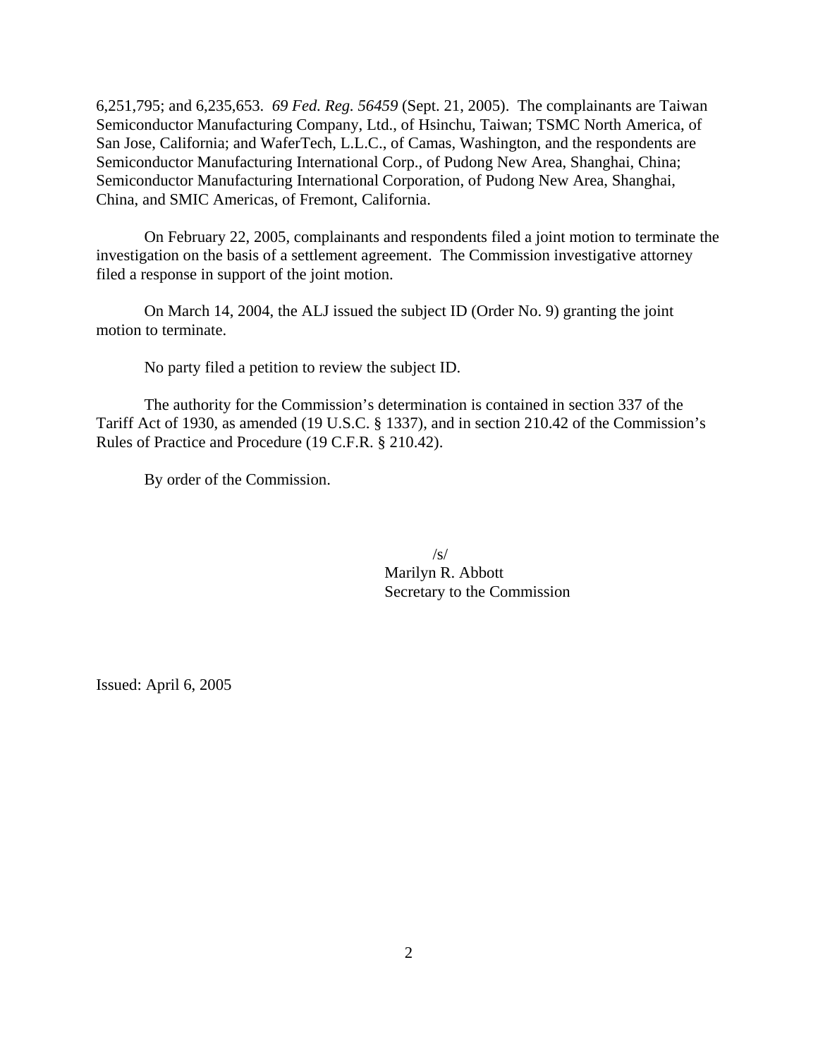6,251,795; and 6,235,653. *69 Fed. Reg. 56459* (Sept. 21, 2005). The complainants are Taiwan Semiconductor Manufacturing Company, Ltd., of Hsinchu, Taiwan; TSMC North America, of San Jose, California; and WaferTech, L.L.C., of Camas, Washington, and the respondents are Semiconductor Manufacturing International Corp., of Pudong New Area, Shanghai, China; Semiconductor Manufacturing International Corporation, of Pudong New Area, Shanghai, China, and SMIC Americas, of Fremont, California.

On February 22, 2005, complainants and respondents filed a joint motion to terminate the investigation on the basis of a settlement agreement. The Commission investigative attorney filed a response in support of the joint motion.

On March 14, 2004, the ALJ issued the subject ID (Order No. 9) granting the joint motion to terminate.

No party filed a petition to review the subject ID.

The authority for the Commission's determination is contained in section 337 of the Tariff Act of 1930, as amended (19 U.S.C. § 1337), and in section 210.42 of the Commission's Rules of Practice and Procedure (19 C.F.R. § 210.42).

By order of the Commission.

/s/
Marilyn R. Abbott
Secretary to the Commission

Issued: April 6, 2005